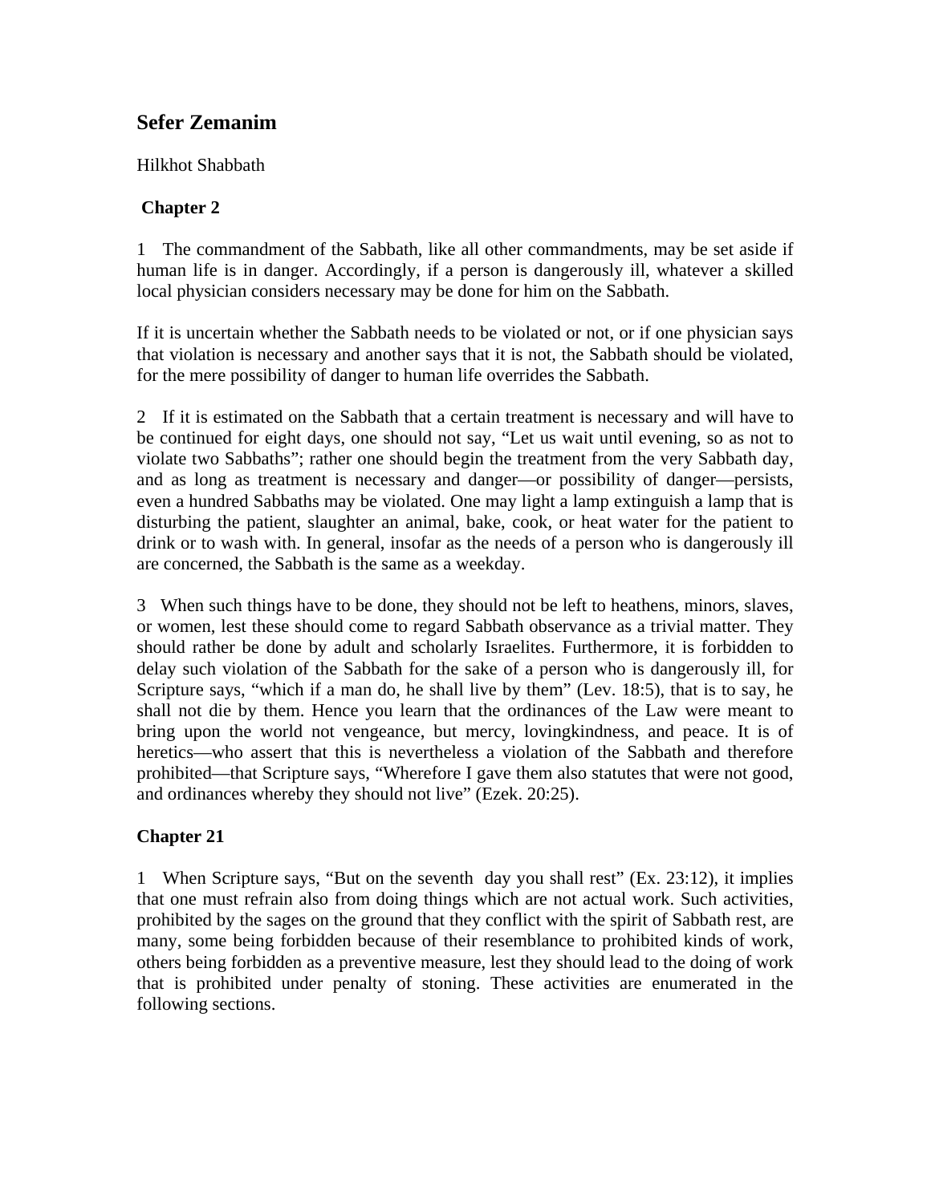# Sefer Zemanim

Hilkhot Shabbath

## Chapter 2

1 The commandment of the Sabbath, like all other commandments, may be set aside if human life is in danger. Accordingly, if a person is dangerously ill, whatever a skilled local physician considers necessary may be done for him on the Sabbath.

If it is uncertain whether the Sabbath needs to be violated or not, or if one physician says that violation is necessary and another says that it is not, the Sabbath should be violated, for the mere possibility of danger to human life overrides the Sabbath.

2 If it is estimated on the Sabbath that a certain treatment is necessary and will have to be continued for eight days, one should not say, "Let us wait until evening, so as not to violate two Sabbaths"; rather one should begin the treatment from the very Sabbath day, and as long as treatment is necessary and danger—or possibility of danger—persists, even a hundred Sabbaths may be violated. One may light a lamp extinguish a lamp that is disturbing the patient, slaughter an animal, bake, cook, or heat water for the patient to drink or to wash with. In general, insofar as the needs of a person who is dangerously ill are concerned, the Sabbath is the same as a weekday.

3 When such things have to be done, they should not be left to heathens, minors, slaves, or women, lest these should come to regard Sabbath observance as a trivial matter. They should rather be done by adult and scholarly Israelites. Furthermore, it is forbidden to delay such violation of the Sabbath for the sake of a person who is dangerously ill, for Scripture says, "which if a man do, he shall live by them" (Lev. 18:5), that is to say, he shall not die by them. Hence you learn that the ordinances of the Law were meant to bring upon the world not vengeance, but mercy, lovingkindness, and peace. It is of heretics—who assert that this is nevertheless a violation of the Sabbath and therefore prohibited—that Scripture says, "Wherefore I gave them also statutes that were not good, and ordinances whereby they should not live" (Ezek. 20:25).

## Chapter 21

1 When Scripture says, "But on the seventh day you shall rest" (Ex. 23:12), it implies that one must refrain also from doing things which are not actual work. Such activities, prohibited by the sages on the ground that they conflict with the spirit of Sabbath rest, are many, some being forbidden because of their resemblance to prohibited kinds of work, others being forbidden as a preventive measure, lest they should lead to the doing of work that is prohibited under penalty of stoning. These activities are enumerated in the following sections.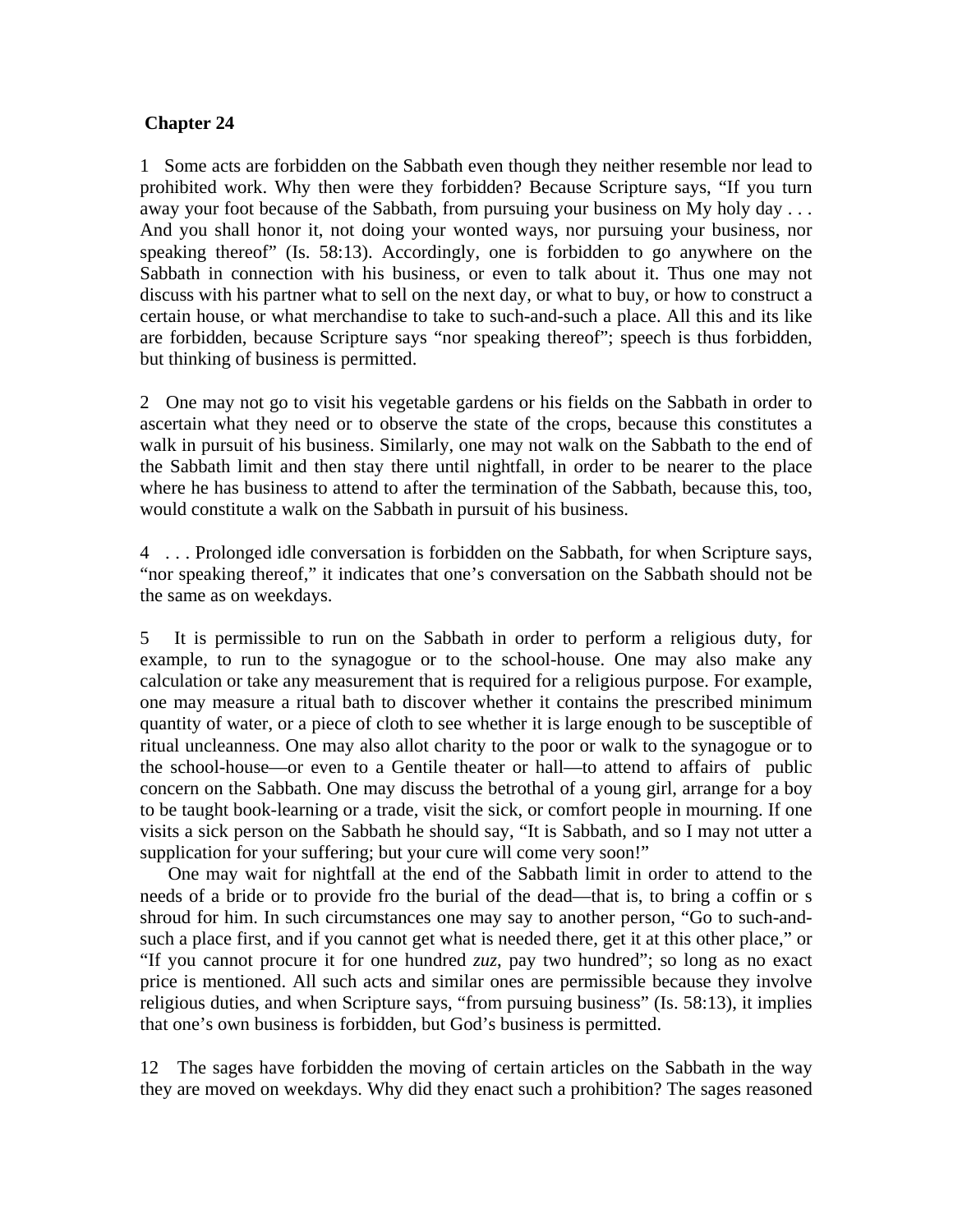**Chapter 24**

1 Some acts are forbidden on the Sabbath even though they neither resemble nor lead to prohibited work. Why then were they forbidden? Because Scripture says, "If you turn away your foot because of the Sabbath, from pursuing your business on My holy day . . . And you shall honor it, not doing your wonted ways, nor pursuing your business, nor speaking thereof" (Is. 58:13). Accordingly, one is forbidden to go anywhere on the Sabbath in connection with his business, or even to talk about it. Thus one may not discuss with his partner what to sell on the next day, or what to buy, or how to construct a certain house, or what merchandise to take to such-and-such a place. All this and its like are forbidden, because Scripture says "nor speaking thereof"; speech is thus forbidden, but thinking of business is permitted.

2 One may not go to visit his vegetable gardens or his fields on the Sabbath in order to ascertain what they need or to observe the state of the crops, because this constitutes a walk in pursuit of his business. Similarly, one may not walk on the Sabbath to the end of the Sabbath limit and then stay there until nightfall, in order to be nearer to the place where he has business to attend to after the termination of the Sabbath, because this, too, would constitute a walk on the Sabbath in pursuit of his business.

4 . . . Prolonged idle conversation is forbidden on the Sabbath, for when Scripture says, "nor speaking thereof," it indicates that one's conversation on the Sabbath should not be the same as on weekdays.

5 It is permissible to run on the Sabbath in order to perform a religious duty, for example, to run to the synagogue or to the school-house. One may also make any calculation or take any measurement that is required for a religious purpose. For example, one may measure a ritual bath to discover whether it contains the prescribed minimum quantity of water, or a piece of cloth to see whether it is large enough to be susceptible of ritual uncleanness. One may also allot charity to the poor or walk to the synagogue or to the school-house—or even to a Gentile theater or hall—to attend to affairs of public concern on the Sabbath. One may discuss the betrothal of a young girl, arrange for a boy to be taught book-learning or a trade, visit the sick, or comfort people in mourning. If one visits a sick person on the Sabbath he should say, "It is Sabbath, and so I may not utter a supplication for your suffering; but your cure will come very soon!"

One may wait for nightfall at the end of the Sabbath limit in order to attend to the needs of a bride or to provide fro the burial of the dead—that is, to bring a coffin or s shroud for him. In such circumstances one may say to another person, "Go to such-and-such a place first, and if you cannot get what is needed there, get it at this other place," or "If you cannot procure it for one hundred *zuz*, pay two hundred"; so long as no exact price is mentioned. All such acts and similar ones are permissible because they involve religious duties, and when Scripture says, "from pursuing business" (Is. 58:13), it implies that one's own business is forbidden, but God's business is permitted.

12 The sages have forbidden the moving of certain articles on the Sabbath in the way they are moved on weekdays. Why did they enact such a prohibition? The sages reasoned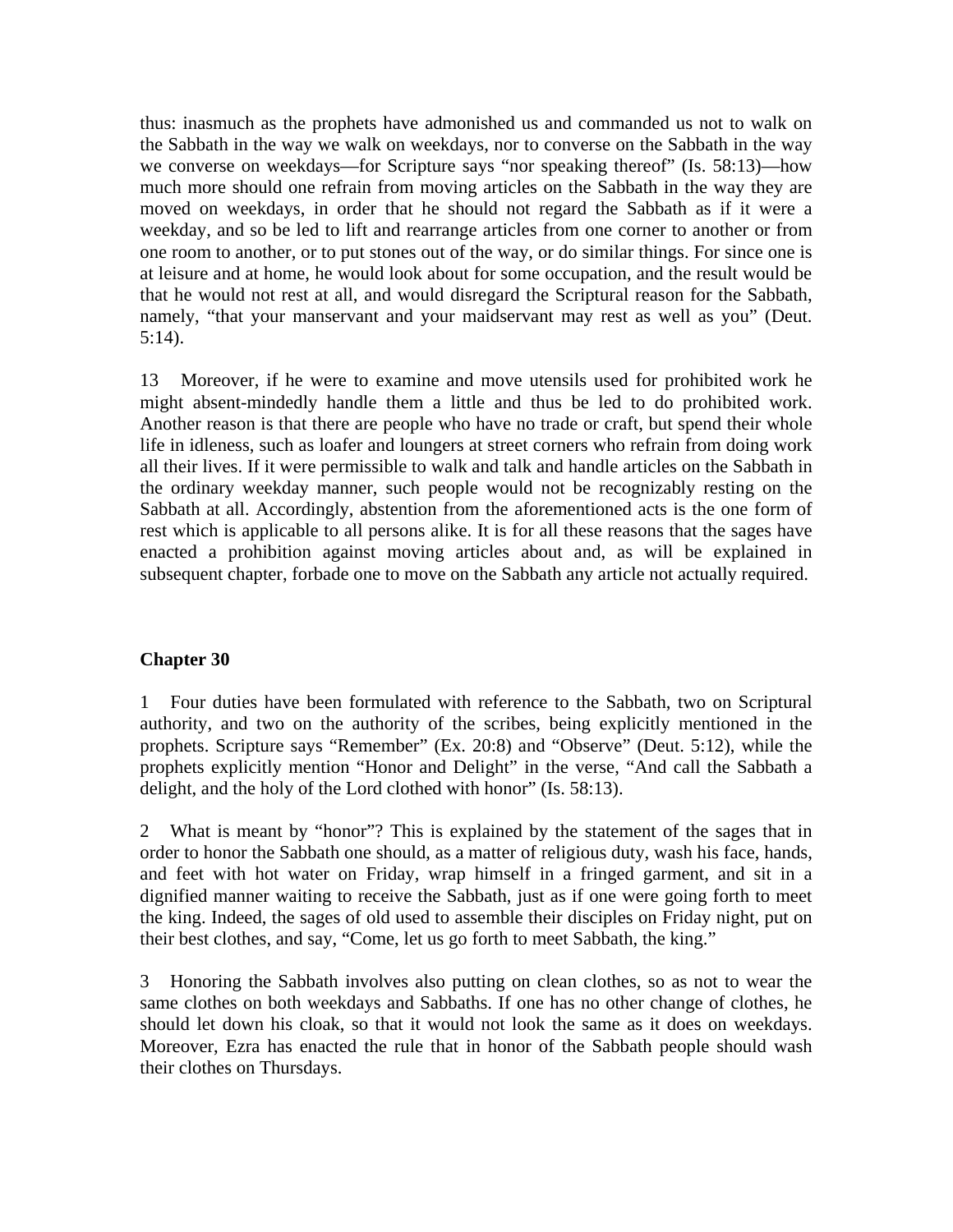thus: inasmuch as the prophets have admonished us and commanded us not to walk on the Sabbath in the way we walk on weekdays, nor to converse on the Sabbath in the way we converse on weekdays—for Scripture says "nor speaking thereof" (Is. 58:13)—how much more should one refrain from moving articles on the Sabbath in the way they are moved on weekdays, in order that he should not regard the Sabbath as if it were a weekday, and so be led to lift and rearrange articles from one corner to another or from one room to another, or to put stones out of the way, or do similar things. For since one is at leisure and at home, he would look about for some occupation, and the result would be that he would not rest at all, and would disregard the Scriptural reason for the Sabbath, namely, "that your manservant and your maidservant may rest as well as you" (Deut. 5:14).

13 Moreover, if he were to examine and move utensils used for prohibited work he might absent-mindedly handle them a little and thus be led to do prohibited work. Another reason is that there are people who have no trade or craft, but spend their whole life in idleness, such as loafer and loungers at street corners who refrain from doing work all their lives. If it were permissible to walk and talk and handle articles on the Sabbath in the ordinary weekday manner, such people would not be recognizably resting on the Sabbath at all. Accordingly, abstention from the aforementioned acts is the one form of rest which is applicable to all persons alike. It is for all these reasons that the sages have enacted a prohibition against moving articles about and, as will be explained in subsequent chapter, forbade one to move on the Sabbath any article not actually required.

## Chapter 30

1 Four duties have been formulated with reference to the Sabbath, two on Scriptural authority, and two on the authority of the scribes, being explicitly mentioned in the prophets. Scripture says "Remember" (Ex. 20:8) and "Observe" (Deut. 5:12), while the prophets explicitly mention "Honor and Delight" in the verse, "And call the Sabbath a delight, and the holy of the Lord clothed with honor" (Is. 58:13).

2 What is meant by "honor"? This is explained by the statement of the sages that in order to honor the Sabbath one should, as a matter of religious duty, wash his face, hands, and feet with hot water on Friday, wrap himself in a fringed garment, and sit in a dignified manner waiting to receive the Sabbath, just as if one were going forth to meet the king. Indeed, the sages of old used to assemble their disciples on Friday night, put on their best clothes, and say, "Come, let us go forth to meet Sabbath, the king."

3 Honoring the Sabbath involves also putting on clean clothes, so as not to wear the same clothes on both weekdays and Sabbaths. If one has no other change of clothes, he should let down his cloak, so that it would not look the same as it does on weekdays. Moreover, Ezra has enacted the rule that in honor of the Sabbath people should wash their clothes on Thursdays.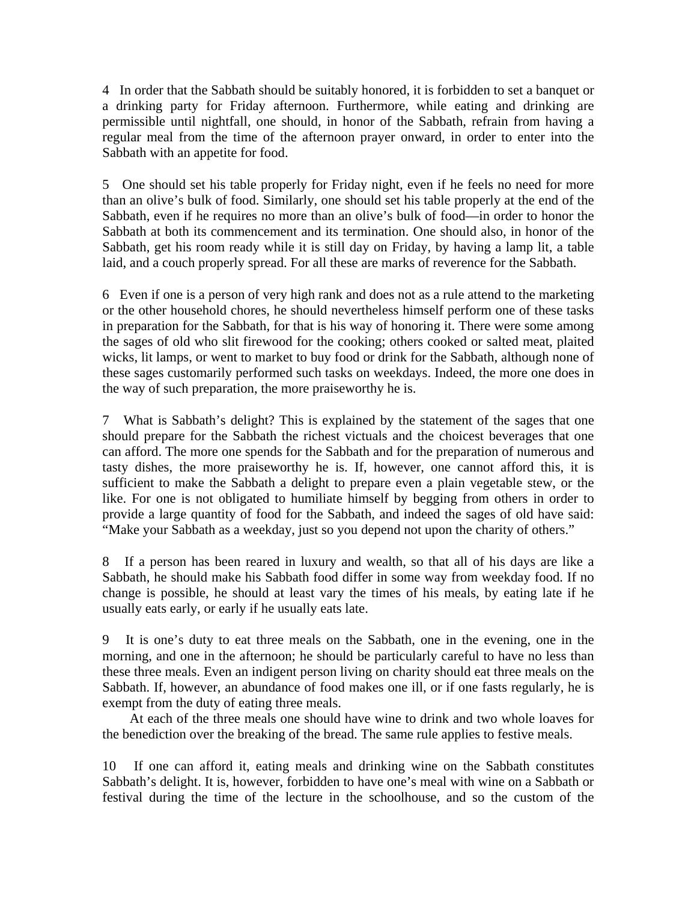4 In order that the Sabbath should be suitably honored, it is forbidden to set a banquet or a drinking party for Friday afternoon. Furthermore, while eating and drinking are permissible until nightfall, one should, in honor of the Sabbath, refrain from having a regular meal from the time of the afternoon prayer onward, in order to enter into the Sabbath with an appetite for food.

5 One should set his table properly for Friday night, even if he feels no need for more than an olive's bulk of food. Similarly, one should set his table properly at the end of the Sabbath, even if he requires no more than an olive's bulk of food—in order to honor the Sabbath at both its commencement and its termination. One should also, in honor of the Sabbath, get his room ready while it is still day on Friday, by having a lamp lit, a table laid, and a couch properly spread. For all these are marks of reverence for the Sabbath.

6 Even if one is a person of very high rank and does not as a rule attend to the marketing or the other household chores, he should nevertheless himself perform one of these tasks in preparation for the Sabbath, for that is his way of honoring it. There were some among the sages of old who slit firewood for the cooking; others cooked or salted meat, plaited wicks, lit lamps, or went to market to buy food or drink for the Sabbath, although none of these sages customarily performed such tasks on weekdays. Indeed, the more one does in the way of such preparation, the more praiseworthy he is.

7 What is Sabbath's delight? This is explained by the statement of the sages that one should prepare for the Sabbath the richest victuals and the choicest beverages that one can afford. The more one spends for the Sabbath and for the preparation of numerous and tasty dishes, the more praiseworthy he is. If, however, one cannot afford this, it is sufficient to make the Sabbath a delight to prepare even a plain vegetable stew, or the like. For one is not obligated to humiliate himself by begging from others in order to provide a large quantity of food for the Sabbath, and indeed the sages of old have said: "Make your Sabbath as a weekday, just so you depend not upon the charity of others."

8 If a person has been reared in luxury and wealth, so that all of his days are like a Sabbath, he should make his Sabbath food differ in some way from weekday food. If no change is possible, he should at least vary the times of his meals, by eating late if he usually eats early, or early if he usually eats late.

9 It is one's duty to eat three meals on the Sabbath, one in the evening, one in the morning, and one in the afternoon; he should be particularly careful to have no less than these three meals. Even an indigent person living on charity should eat three meals on the Sabbath. If, however, an abundance of food makes one ill, or if one fasts regularly, he is exempt from the duty of eating three meals.

At each of the three meals one should have wine to drink and two whole loaves for the benediction over the breaking of the bread. The same rule applies to festive meals.

10 If one can afford it, eating meals and drinking wine on the Sabbath constitutes Sabbath's delight. It is, however, forbidden to have one's meal with wine on a Sabbath or festival during the time of the lecture in the schoolhouse, and so the custom of the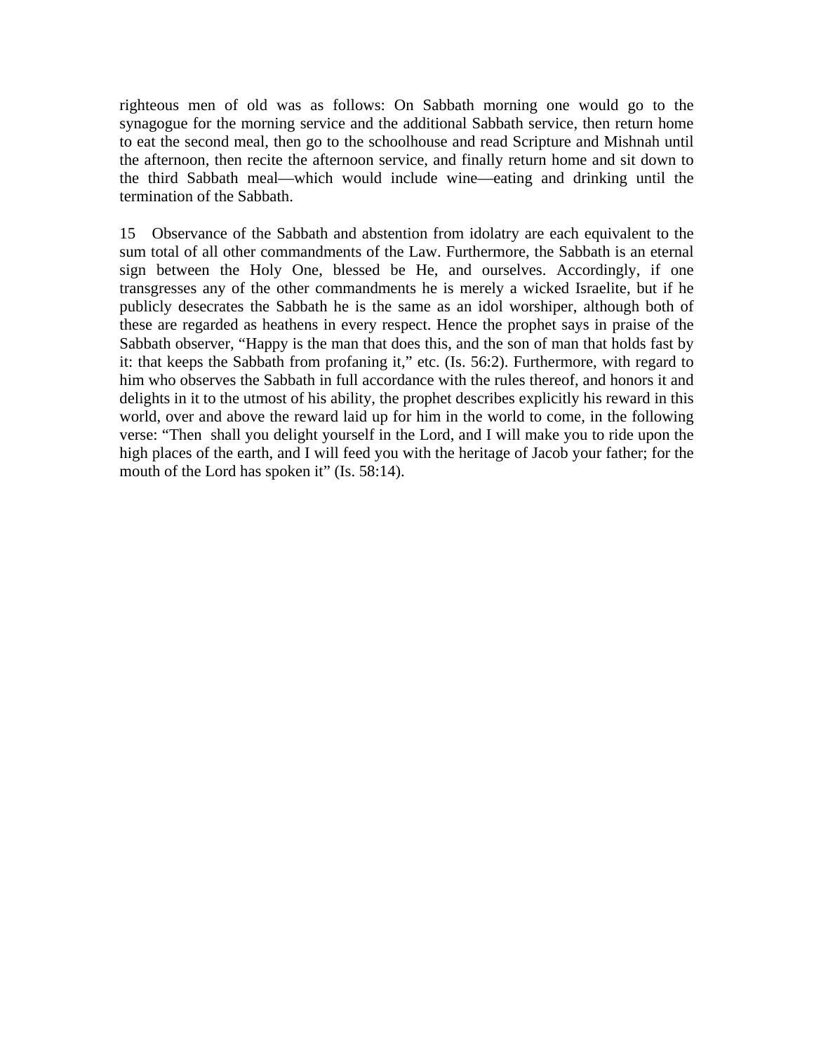righteous men of old was as follows: On Sabbath morning one would go to the synagogue for the morning service and the additional Sabbath service, then return home to eat the second meal, then go to the schoolhouse and read Scripture and Mishnah until the afternoon, then recite the afternoon service, and finally return home and sit down to the third Sabbath meal—which would include wine—eating and drinking until the termination of the Sabbath.

15 Observance of the Sabbath and abstention from idolatry are each equivalent to the sum total of all other commandments of the Law. Furthermore, the Sabbath is an eternal sign between the Holy One, blessed be He, and ourselves. Accordingly, if one transgresses any of the other commandments he is merely a wicked Israelite, but if he publicly desecrates the Sabbath he is the same as an idol worshiper, although both of these are regarded as heathens in every respect. Hence the prophet says in praise of the Sabbath observer, “Happy is the man that does this, and the son of man that holds fast by it: that keeps the Sabbath from profaning it,” etc. (Is. 56:2). Furthermore, with regard to him who observes the Sabbath in full accordance with the rules thereof, and honors it and delights in it to the utmost of his ability, the prophet describes explicitly his reward in this world, over and above the reward laid up for him in the world to come, in the following verse: “Then shall you delight yourself in the Lord, and I will make you to ride upon the high places of the earth, and I will feed you with the heritage of Jacob your father; for the mouth of the Lord has spoken it” (Is. 58:14).